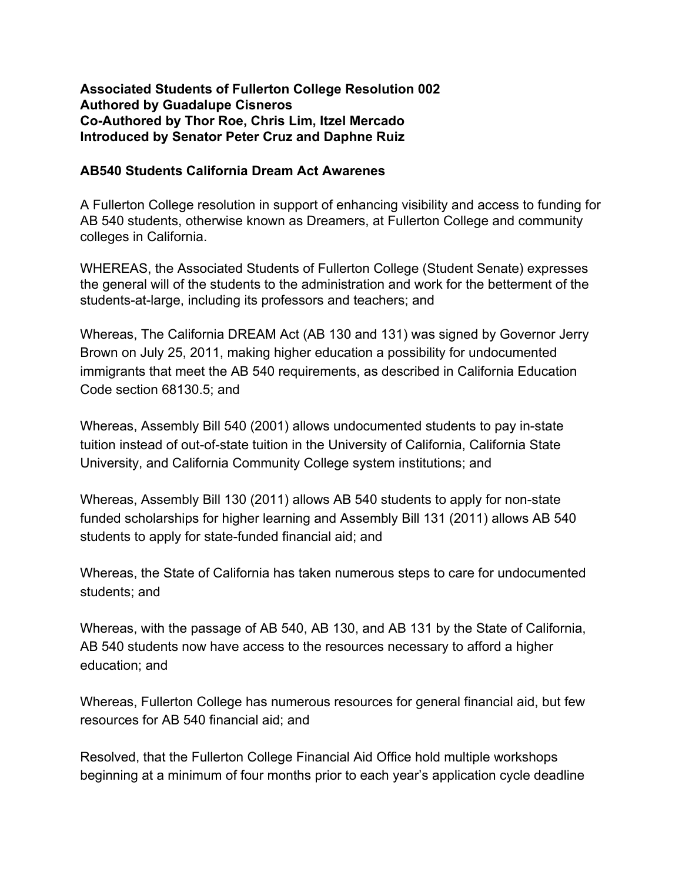**Associated Students of Fullerton College Resolution 002**
**Authored by Guadalupe Cisneros**
**Co-Authored by Thor Roe, Chris Lim, Itzel Mercado**
**Introduced by Senator Peter Cruz and Daphne Ruiz**

**AB540 Students California Dream Act Awarenes**

A Fullerton College resolution in support of enhancing visibility and access to funding for AB 540 students, otherwise known as Dreamers, at Fullerton College and community colleges in California.

WHEREAS, the Associated Students of Fullerton College (Student Senate) expresses the general will of the students to the administration and work for the betterment of the students-at-large, including its professors and teachers; and

Whereas, The California DREAM Act (AB 130 and 131) was signed by Governor Jerry Brown on July 25, 2011, making higher education a possibility for undocumented immigrants that meet the AB 540 requirements, as described in California Education Code section 68130.5; and

Whereas, Assembly Bill 540 (2001) allows undocumented students to pay in-state tuition instead of out-of-state tuition in the University of California, California State University, and California Community College system institutions; and

Whereas, Assembly Bill 130 (2011) allows AB 540 students to apply for non-state funded scholarships for higher learning and Assembly Bill 131 (2011) allows AB 540 students to apply for state-funded financial aid; and

Whereas, the State of California has taken numerous steps to care for undocumented students; and

Whereas, with the passage of AB 540, AB 130, and AB 131 by the State of California, AB 540 students now have access to the resources necessary to afford a higher education; and

Whereas, Fullerton College has numerous resources for general financial aid, but few resources for AB 540 financial aid; and

Resolved, that the Fullerton College Financial Aid Office hold multiple workshops beginning at a minimum of four months prior to each year's application cycle deadline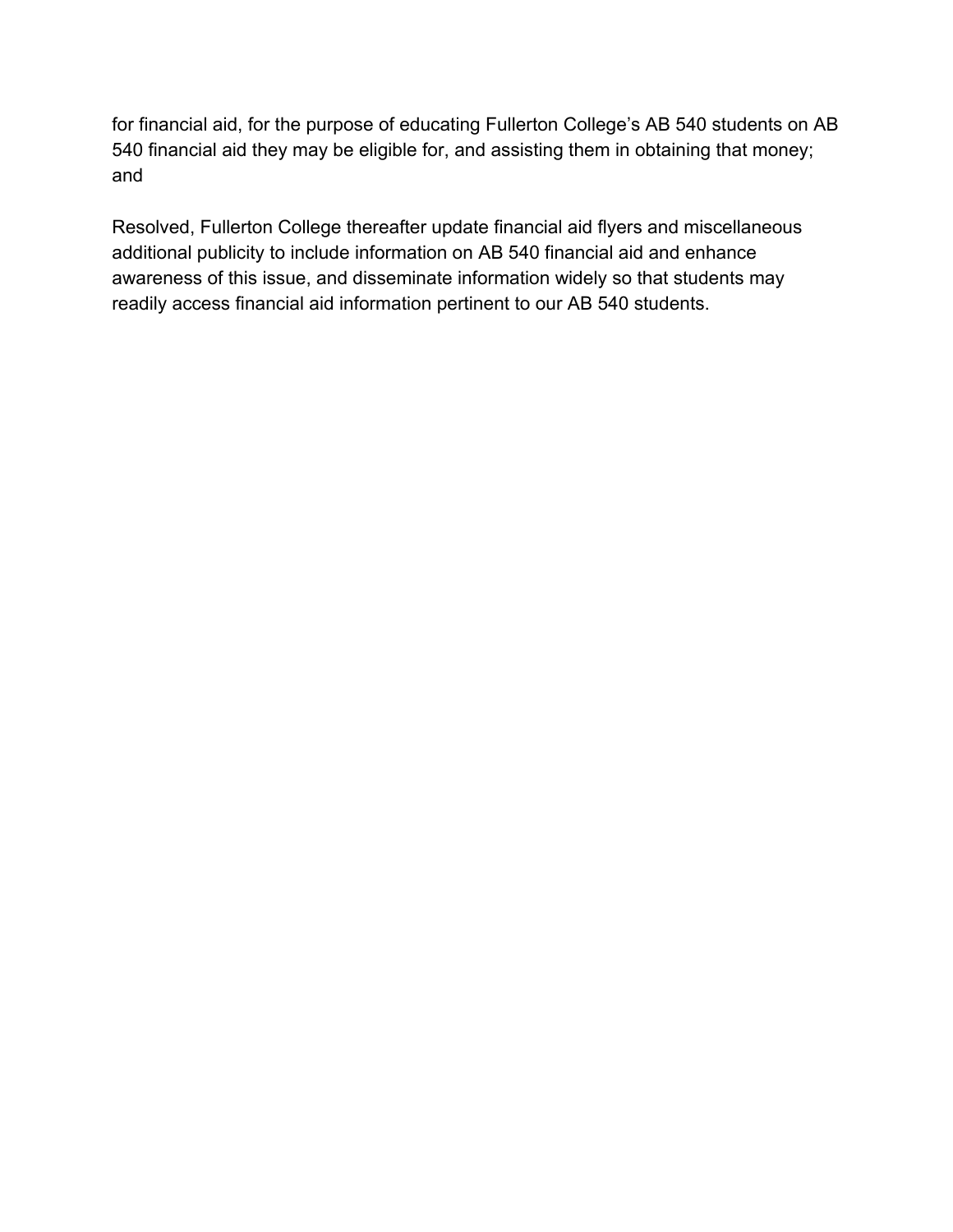for financial aid, for the purpose of educating Fullerton College's AB 540 students on AB 540 financial aid they may be eligible for, and assisting them in obtaining that money; and

Resolved, Fullerton College thereafter update financial aid flyers and miscellaneous additional publicity to include information on AB 540 financial aid and enhance awareness of this issue, and disseminate information widely so that students may readily access financial aid information pertinent to our AB 540 students.